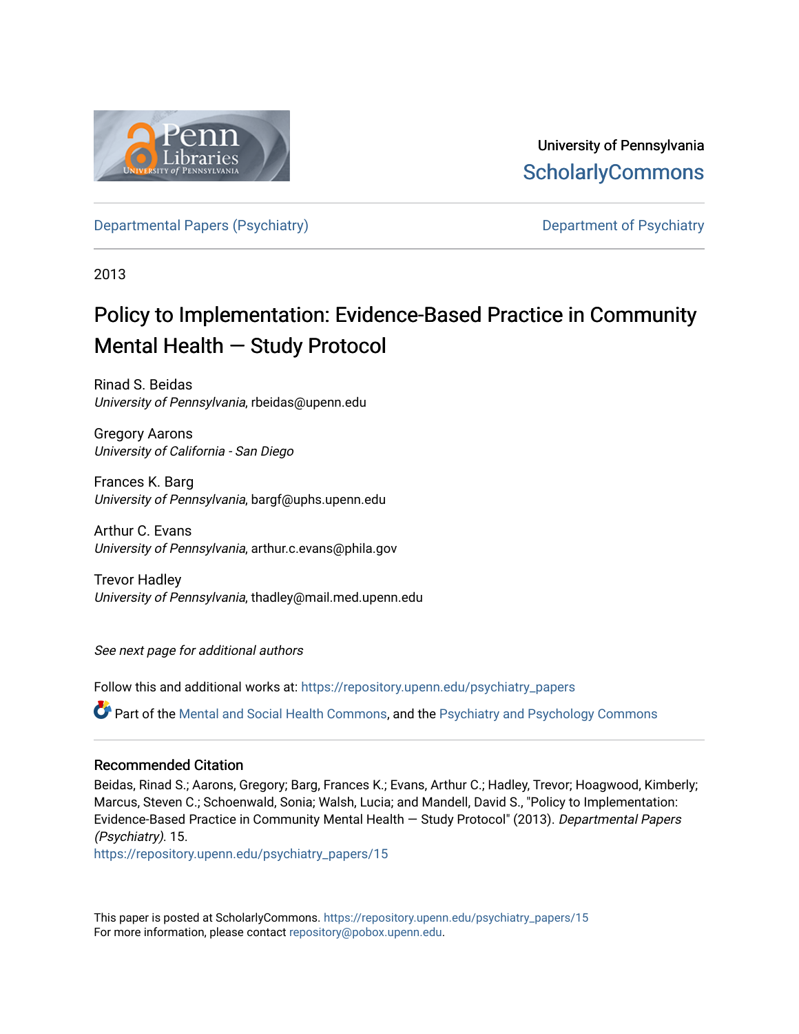University of Pennsylvania

ScholarlyCommons

Departmental Papers (Psychiatry)

Department of Psychiatry

2013

# Policy to Implementation: Evidence-Based Practice in Community Mental Health — Study Protocol

Rinad S. Beidas
*University of Pennsylvania*, rbeidas@upenn.edu

Gregory Aarons
*University of California - San Diego*

Frances K. Barg
*University of Pennsylvania*, bargf@uphs.upenn.edu

Arthur C. Evans
*University of Pennsylvania*, arthur.c.evans@phila.gov

Trevor Hadley
*University of Pennsylvania*, thadley@mail.med.upenn.edu

*See next page for additional authors*

Follow this and additional works at: https://repository.upenn.edu/psychiatry_papers

Part of the Mental and Social Health Commons, and the Psychiatry and Psychology Commons

### Recommended Citation

Beidas, Rinad S.; Aarons, Gregory; Barg, Frances K.; Evans, Arthur C.; Hadley, Trevor; Hoagwood, Kimberly; Marcus, Steven C.; Schoenwald, Sonia; Walsh, Lucia; and Mandell, David S., "Policy to Implementation: Evidence-Based Practice in Community Mental Health — Study Protocol" (2013). *Departmental Papers (Psychiatry)*. 15.
https://repository.upenn.edu/psychiatry_papers/15

This paper is posted at ScholarlyCommons. https://repository.upenn.edu/psychiatry_papers/15
For more information, please contact repository@pobox.upenn.edu.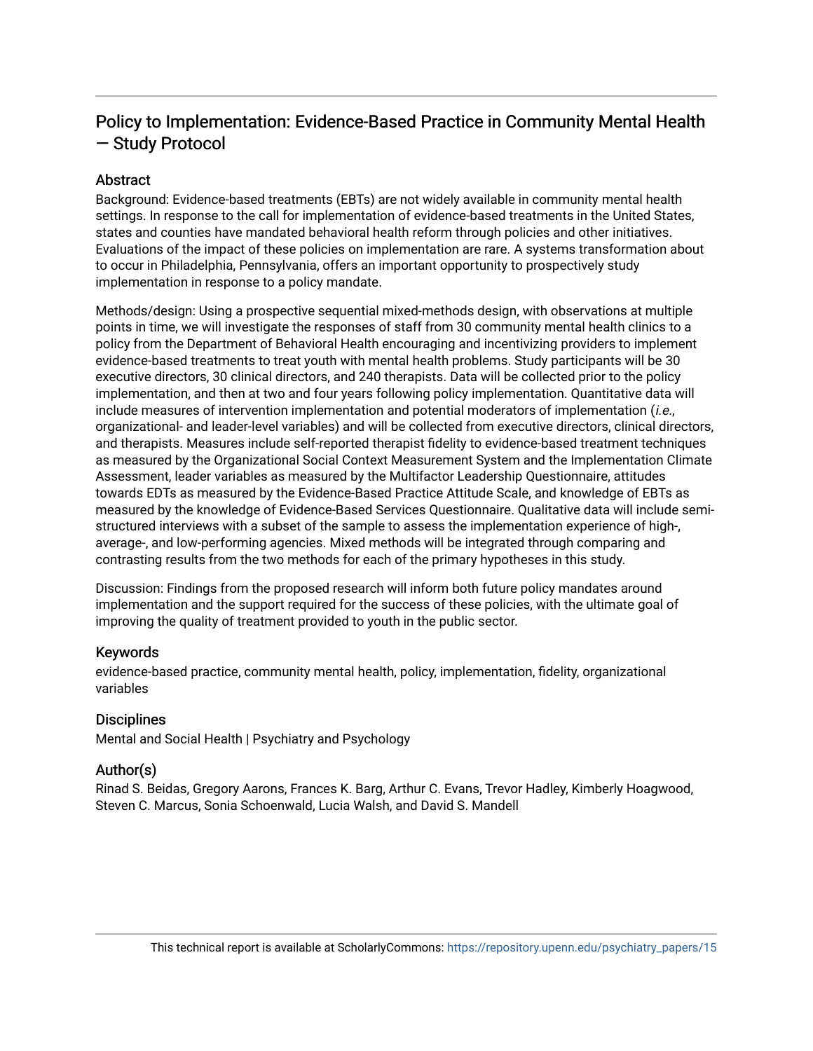# Policy to Implementation: Evidence-Based Practice in Community Mental Health — Study Protocol

## Abstract

Background: Evidence-based treatments (EBTs) are not widely available in community mental health settings. In response to the call for implementation of evidence-based treatments in the United States, states and counties have mandated behavioral health reform through policies and other initiatives. Evaluations of the impact of these policies on implementation are rare. A systems transformation about to occur in Philadelphia, Pennsylvania, offers an important opportunity to prospectively study implementation in response to a policy mandate.

Methods/design: Using a prospective sequential mixed-methods design, with observations at multiple points in time, we will investigate the responses of staff from 30 community mental health clinics to a policy from the Department of Behavioral Health encouraging and incentivizing providers to implement evidence-based treatments to treat youth with mental health problems. Study participants will be 30 executive directors, 30 clinical directors, and 240 therapists. Data will be collected prior to the policy implementation, and then at two and four years following policy implementation. Quantitative data will include measures of intervention implementation and potential moderators of implementation (*i.e.*, organizational- and leader-level variables) and will be collected from executive directors, clinical directors, and therapists. Measures include self-reported therapist fidelity to evidence-based treatment techniques as measured by the Organizational Social Context Measurement System and the Implementation Climate Assessment, leader variables as measured by the Multifactor Leadership Questionnaire, attitudes towards EDTs as measured by the Evidence-Based Practice Attitude Scale, and knowledge of EBTs as measured by the knowledge of Evidence-Based Services Questionnaire. Qualitative data will include semi-structured interviews with a subset of the sample to assess the implementation experience of high-, average-, and low-performing agencies. Mixed methods will be integrated through comparing and contrasting results from the two methods for each of the primary hypotheses in this study.

Discussion: Findings from the proposed research will inform both future policy mandates around implementation and the support required for the success of these policies, with the ultimate goal of improving the quality of treatment provided to youth in the public sector.

## Keywords

evidence-based practice, community mental health, policy, implementation, fidelity, organizational variables

## Disciplines

Mental and Social Health | Psychiatry and Psychology

## Author(s)

Rinad S. Beidas, Gregory Aarons, Frances K. Barg, Arthur C. Evans, Trevor Hadley, Kimberly Hoagwood, Steven C. Marcus, Sonia Schoenwald, Lucia Walsh, and David S. Mandell

This technical report is available at ScholarlyCommons: https://repository.upenn.edu/psychiatry_papers/15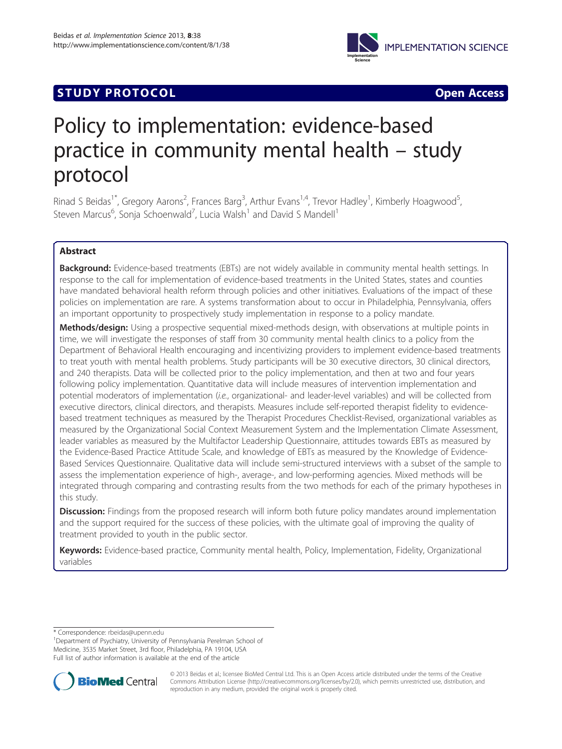# Policy to implementation: evidence-based practice in community mental health – study protocol

Rinad S Beidas[1*], Gregory Aarons[2], Frances Barg[3], Arthur Evans[1,4], Trevor Hadley[1], Kimberly Hoagwood[5], Steven Marcus[6], Sonja Schoenwald[7], Lucia Walsh[1] and David S Mandell[1]

## Abstract

**Background:** Evidence-based treatments (EBTs) are not widely available in community mental health settings. In response to the call for implementation of evidence-based treatments in the United States, states and counties have mandated behavioral health reform through policies and other initiatives. Evaluations of the impact of these policies on implementation are rare. A systems transformation about to occur in Philadelphia, Pennsylvania, offers an important opportunity to prospectively study implementation in response to a policy mandate.

**Methods/design:** Using a prospective sequential mixed-methods design, with observations at multiple points in time, we will investigate the responses of staff from 30 community mental health clinics to a policy from the Department of Behavioral Health encouraging and incentivizing providers to implement evidence-based treatments to treat youth with mental health problems. Study participants will be 30 executive directors, 30 clinical directors, and 240 therapists. Data will be collected prior to the policy implementation, and then at two and four years following policy implementation. Quantitative data will include measures of intervention implementation and potential moderators of implementation (*i.e.*, organizational- and leader-level variables) and will be collected from executive directors, clinical directors, and therapists. Measures include self-reported therapist fidelity to evidence-based treatment techniques as measured by the Therapist Procedures Checklist-Revised, organizational variables as measured by the Organizational Social Context Measurement System and the Implementation Climate Assessment, leader variables as measured by the Multifactor Leadership Questionnaire, attitudes towards EBTs as measured by the Evidence-Based Practice Attitude Scale, and knowledge of EBTs as measured by the Knowledge of Evidence-Based Services Questionnaire. Qualitative data will include semi-structured interviews with a subset of the sample to assess the implementation experience of high-, average-, and low-performing agencies. Mixed methods will be integrated through comparing and contrasting results from the two methods for each of the primary hypotheses in this study.

**Discussion:** Findings from the proposed research will inform both future policy mandates around implementation and the support required for the success of these policies, with the ultimate goal of improving the quality of treatment provided to youth in the public sector.

**Keywords:** Evidence-based practice, Community mental health, Policy, Implementation, Fidelity, Organizational variables

\* Correspondence: rbeidas@upenn.edu
[1]Department of Psychiatry, University of Pennsylvania Perelman School of Medicine, 3535 Market Street, 3rd floor, Philadelphia, PA 19104, USA
Full list of author information is available at the end of the article

© 2013 Beidas et al.; licensee BioMed Central Ltd. This is an Open Access article distributed under the terms of the Creative Commons Attribution License (http://creativecommons.org/licenses/by/2.0), which permits unrestricted use, distribution, and reproduction in any medium, provided the original work is properly cited.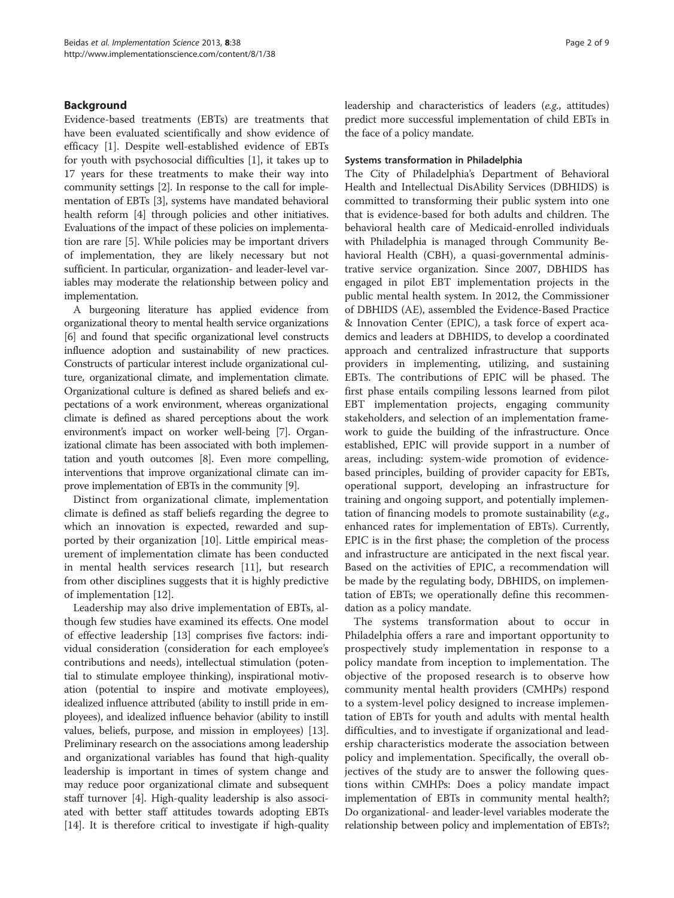## Background

Evidence-based treatments (EBTs) are treatments that have been evaluated scientifically and show evidence of efficacy [1]. Despite well-established evidence of EBTs for youth with psychosocial difficulties [1], it takes up to 17 years for these treatments to make their way into community settings [2]. In response to the call for implementation of EBTs [3], systems have mandated behavioral health reform [4] through policies and other initiatives. Evaluations of the impact of these policies on implementation are rare [5]. While policies may be important drivers of implementation, they are likely necessary but not sufficient. In particular, organization- and leader-level variables may moderate the relationship between policy and implementation.

A burgeoning literature has applied evidence from organizational theory to mental health service organizations [6] and found that specific organizational level constructs influence adoption and sustainability of new practices. Constructs of particular interest include organizational culture, organizational climate, and implementation climate. Organizational culture is defined as shared beliefs and expectations of a work environment, whereas organizational climate is defined as shared perceptions about the work environment's impact on worker well-being [7]. Organizational climate has been associated with both implementation and youth outcomes [8]. Even more compelling, interventions that improve organizational climate can improve implementation of EBTs in the community [9].

Distinct from organizational climate, implementation climate is defined as staff beliefs regarding the degree to which an innovation is expected, rewarded and supported by their organization [10]. Little empirical measurement of implementation climate has been conducted in mental health services research [11], but research from other disciplines suggests that it is highly predictive of implementation [12].

Leadership may also drive implementation of EBTs, although few studies have examined its effects. One model of effective leadership [13] comprises five factors: individual consideration (consideration for each employee's contributions and needs), intellectual stimulation (potential to stimulate employee thinking), inspirational motivation (potential to inspire and motivate employees), idealized influence attributed (ability to instill pride in employees), and idealized influence behavior (ability to instill values, beliefs, purpose, and mission in employees) [13]. Preliminary research on the associations among leadership and organizational variables has found that high-quality leadership is important in times of system change and may reduce poor organizational climate and subsequent staff turnover [4]. High-quality leadership is also associated with better staff attitudes towards adopting EBTs [14]. It is therefore critical to investigate if high-quality leadership and characteristics of leaders (*e.g.*, attitudes) predict more successful implementation of child EBTs in the face of a policy mandate.

### Systems transformation in Philadelphia

The City of Philadelphia's Department of Behavioral Health and Intellectual DisAbility Services (DBHIDS) is committed to transforming their public system into one that is evidence-based for both adults and children. The behavioral health care of Medicaid-enrolled individuals with Philadelphia is managed through Community Behavioral Health (CBH), a quasi-governmental administrative service organization. Since 2007, DBHIDS has engaged in pilot EBT implementation projects in the public mental health system. In 2012, the Commissioner of DBHIDS (AE), assembled the Evidence-Based Practice & Innovation Center (EPIC), a task force of expert academics and leaders at DBHIDS, to develop a coordinated approach and centralized infrastructure that supports providers in implementing, utilizing, and sustaining EBTs. The contributions of EPIC will be phased. The first phase entails compiling lessons learned from pilot EBT implementation projects, engaging community stakeholders, and selection of an implementation framework to guide the building of the infrastructure. Once established, EPIC will provide support in a number of areas, including: system-wide promotion of evidence-based principles, building of provider capacity for EBTs, operational support, developing an infrastructure for training and ongoing support, and potentially implementation of financing models to promote sustainability (*e.g.*, enhanced rates for implementation of EBTs). Currently, EPIC is in the first phase; the completion of the process and infrastructure are anticipated in the next fiscal year. Based on the activities of EPIC, a recommendation will be made by the regulating body, DBHIDS, on implementation of EBTs; we operationally define this recommendation as a policy mandate.

The systems transformation about to occur in Philadelphia offers a rare and important opportunity to prospectively study implementation in response to a policy mandate from inception to implementation. The objective of the proposed research is to observe how community mental health providers (CMHPs) respond to a system-level policy designed to increase implementation of EBTs for youth and adults with mental health difficulties, and to investigate if organizational and leadership characteristics moderate the association between policy and implementation. Specifically, the overall objectives of the study are to answer the following questions within CMHPs: Does a policy mandate impact implementation of EBTs in community mental health?; Do organizational- and leader-level variables moderate the relationship between policy and implementation of EBTs?;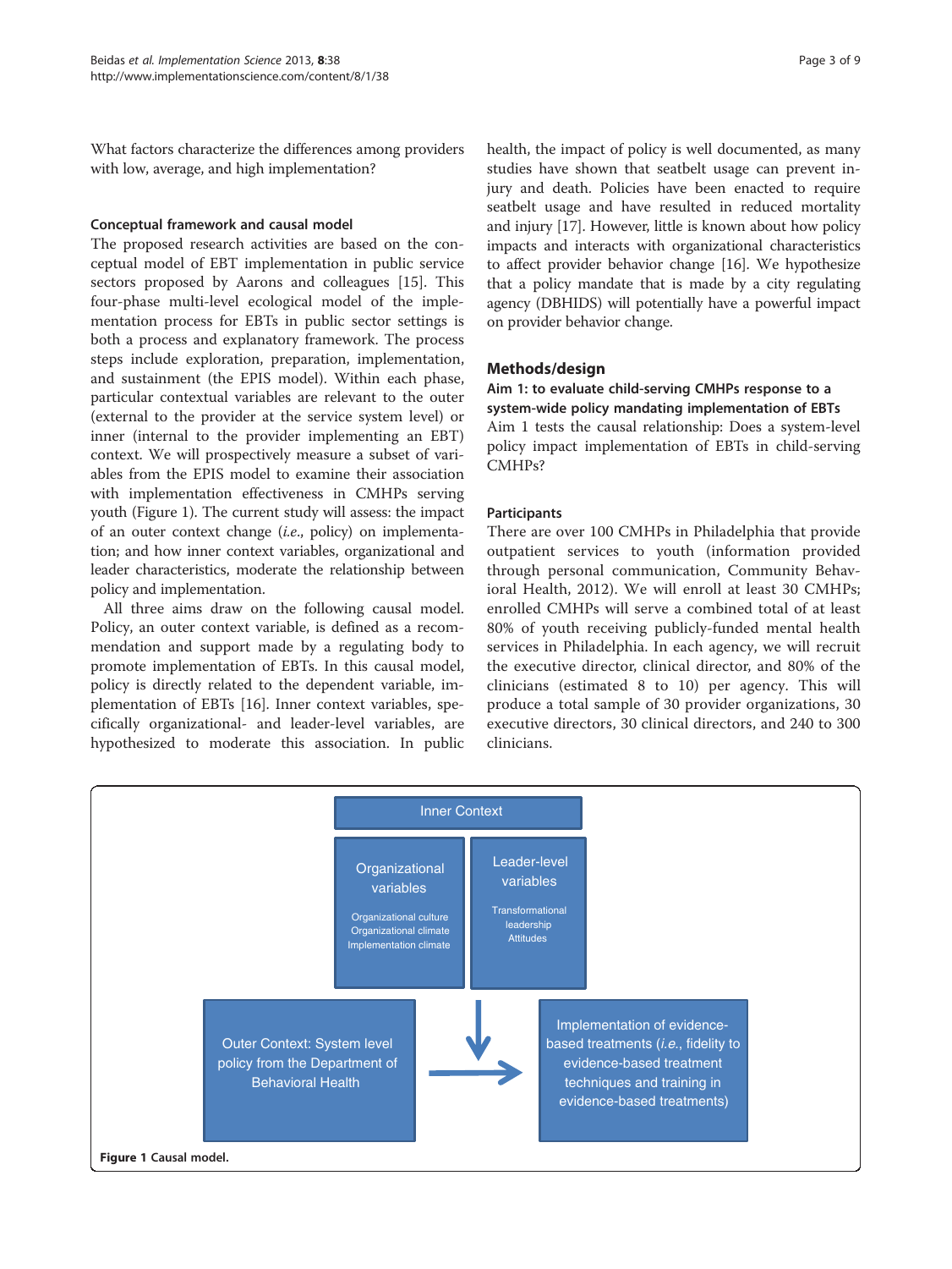What factors characterize the differences among providers with low, average, and high implementation?

### Conceptual framework and causal model

The proposed research activities are based on the conceptual model of EBT implementation in public service sectors proposed by Aarons and colleagues [15]. This four-phase multi-level ecological model of the implementation process for EBTs in public sector settings is both a process and explanatory framework. The process steps include exploration, preparation, implementation, and sustainment (the EPIS model). Within each phase, particular contextual variables are relevant to the outer (external to the provider at the service system level) or inner (internal to the provider implementing an EBT) context. We will prospectively measure a subset of variables from the EPIS model to examine their association with implementation effectiveness in CMHPs serving youth (Figure 1). The current study will assess: the impact of an outer context change (*i.e.*, policy) on implementation; and how inner context variables, organizational and leader characteristics, moderate the relationship between policy and implementation.

All three aims draw on the following causal model. Policy, an outer context variable, is defined as a recommendation and support made by a regulating body to promote implementation of EBTs. In this causal model, policy is directly related to the dependent variable, implementation of EBTs [16]. Inner context variables, specifically organizational- and leader-level variables, are hypothesized to moderate this association. In public health, the impact of policy is well documented, as many studies have shown that seatbelt usage can prevent injury and death. Policies have been enacted to require seatbelt usage and have resulted in reduced mortality and injury [17]. However, little is known about how policy impacts and interacts with organizational characteristics to affect provider behavior change [16]. We hypothesize that a policy mandate that is made by a city regulating agency (DBHIDS) will potentially have a powerful impact on provider behavior change.

## Methods/design

### Aim 1: to evaluate child-serving CMHPs response to a system-wide policy mandating implementation of EBTs

Aim 1 tests the causal relationship: Does a system-level policy impact implementation of EBTs in child-serving CMHPs?

### Participants

There are over 100 CMHPs in Philadelphia that provide outpatient services to youth (information provided through personal communication, Community Behavioral Health, 2012). We will enroll at least 30 CMHPs; enrolled CMHPs will serve a combined total of at least 80% of youth receiving publicly-funded mental health services in Philadelphia. In each agency, we will recruit the executive director, clinical director, and 80% of the clinicians (estimated 8 to 10) per agency. This will produce a total sample of 30 provider organizations, 30 executive directors, 30 clinical directors, and 240 to 300 clinicians.

Inner Context

Organizational variables: Organizational culture, Organizational climate, Implementation climate

Leader-level variables: Transformational leadership, Attitudes

Outer Context: System level policy from the Department of Behavioral Health → Implementation of evidence-based treatments (*i.e.*, fidelity to evidence-based treatment techniques and training in evidence-based treatments)

**Figure 1** Causal model.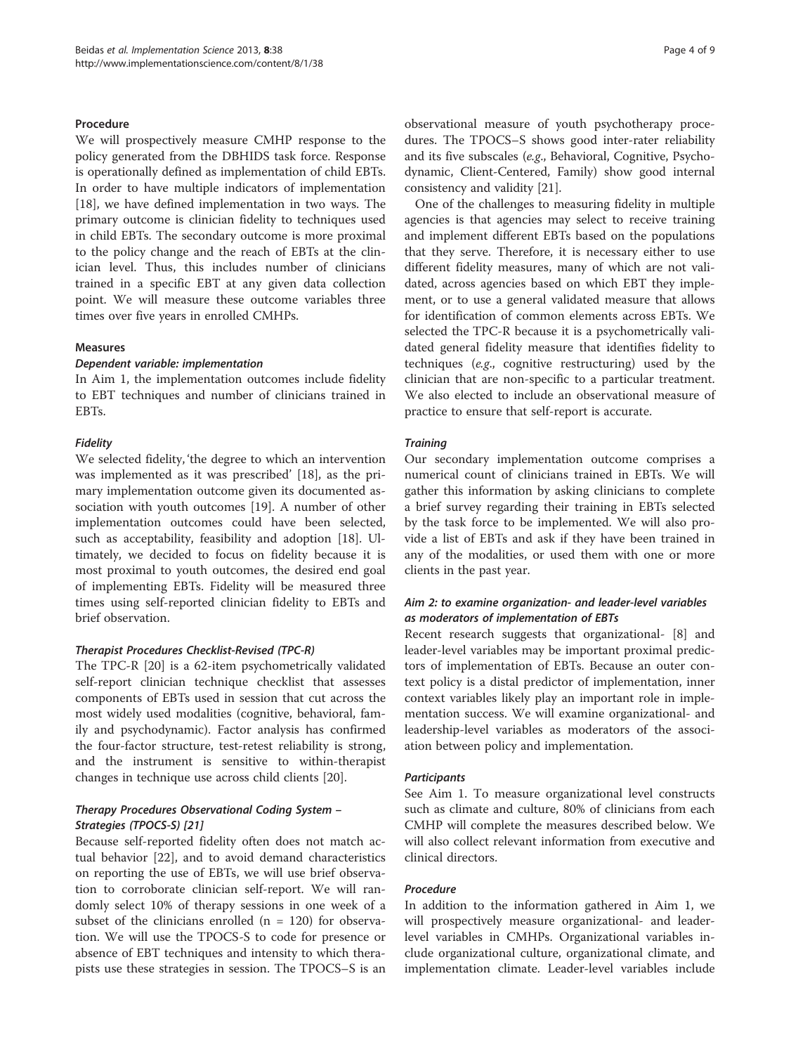#### Procedure

We will prospectively measure CMHP response to the policy generated from the DBHIDS task force. Response is operationally defined as implementation of child EBTs. In order to have multiple indicators of implementation [18], we have defined implementation in two ways. The primary outcome is clinician fidelity to techniques used in child EBTs. The secondary outcome is more proximal to the policy change and the reach of EBTs at the clinician level. Thus, this includes number of clinicians trained in a specific EBT at any given data collection point. We will measure these outcome variables three times over five years in enrolled CMHPs.

#### Measures

##### *Dependent variable: implementation*

In Aim 1, the implementation outcomes include fidelity to EBT techniques and number of clinicians trained in EBTs.

##### *Fidelity*

We selected fidelity, 'the degree to which an intervention was implemented as it was prescribed' [18], as the primary implementation outcome given its documented association with youth outcomes [19]. A number of other implementation outcomes could have been selected, such as acceptability, feasibility and adoption [18]. Ultimately, we decided to focus on fidelity because it is most proximal to youth outcomes, the desired end goal of implementing EBTs. Fidelity will be measured three times using self-reported clinician fidelity to EBTs and brief observation.

##### *Therapist Procedures Checklist-Revised (TPC-R)*

The TPC-R [20] is a 62-item psychometrically validated self-report clinician technique checklist that assesses components of EBTs used in session that cut across the most widely used modalities (cognitive, behavioral, family and psychodynamic). Factor analysis has confirmed the four-factor structure, test-retest reliability is strong, and the instrument is sensitive to within-therapist changes in technique use across child clients [20].

##### *Therapy Procedures Observational Coding System – Strategies (TPOCS-S) [21]*

Because self-reported fidelity often does not match actual behavior [22], and to avoid demand characteristics on reporting the use of EBTs, we will use brief observation to corroborate clinician self-report. We will randomly select 10% of therapy sessions in one week of a subset of the clinicians enrolled ($n = 120$) for observation. We will use the TPOCS-S to code for presence or absence of EBT techniques and intensity to which therapists use these strategies in session. The TPOCS–S is an observational measure of youth psychotherapy procedures. The TPOCS–S shows good inter-rater reliability and its five subscales (*e.g.*, Behavioral, Cognitive, Psychodynamic, Client-Centered, Family) show good internal consistency and validity [21].

One of the challenges to measuring fidelity in multiple agencies is that agencies may select to receive training and implement different EBTs based on the populations that they serve. Therefore, it is necessary either to use different fidelity measures, many of which are not validated, across agencies based on which EBT they implement, or to use a general validated measure that allows for identification of common elements across EBTs. We selected the TPC-R because it is a psychometrically validated general fidelity measure that identifies fidelity to techniques (*e.g.*, cognitive restructuring) used by the clinician that are non-specific to a particular treatment. We also elected to include an observational measure of practice to ensure that self-report is accurate.

##### *Training*

Our secondary implementation outcome comprises a numerical count of clinicians trained in EBTs. We will gather this information by asking clinicians to complete a brief survey regarding their training in EBTs selected by the task force to be implemented. We will also provide a list of EBTs and ask if they have been trained in any of the modalities, or used them with one or more clients in the past year.

#### *Aim 2: to examine organization- and leader-level variables as moderators of implementation of EBTs*

Recent research suggests that organizational- [8] and leader-level variables may be important proximal predictors of implementation of EBTs. Because an outer context policy is a distal predictor of implementation, inner context variables likely play an important role in implementation success. We will examine organizational- and leadership-level variables as moderators of the association between policy and implementation.

##### *Participants*

See Aim 1. To measure organizational level constructs such as climate and culture, 80% of clinicians from each CMHP will complete the measures described below. We will also collect relevant information from executive and clinical directors.

##### *Procedure*

In addition to the information gathered in Aim 1, we will prospectively measure organizational- and leader-level variables in CMHPs. Organizational variables include organizational culture, organizational climate, and implementation climate. Leader-level variables include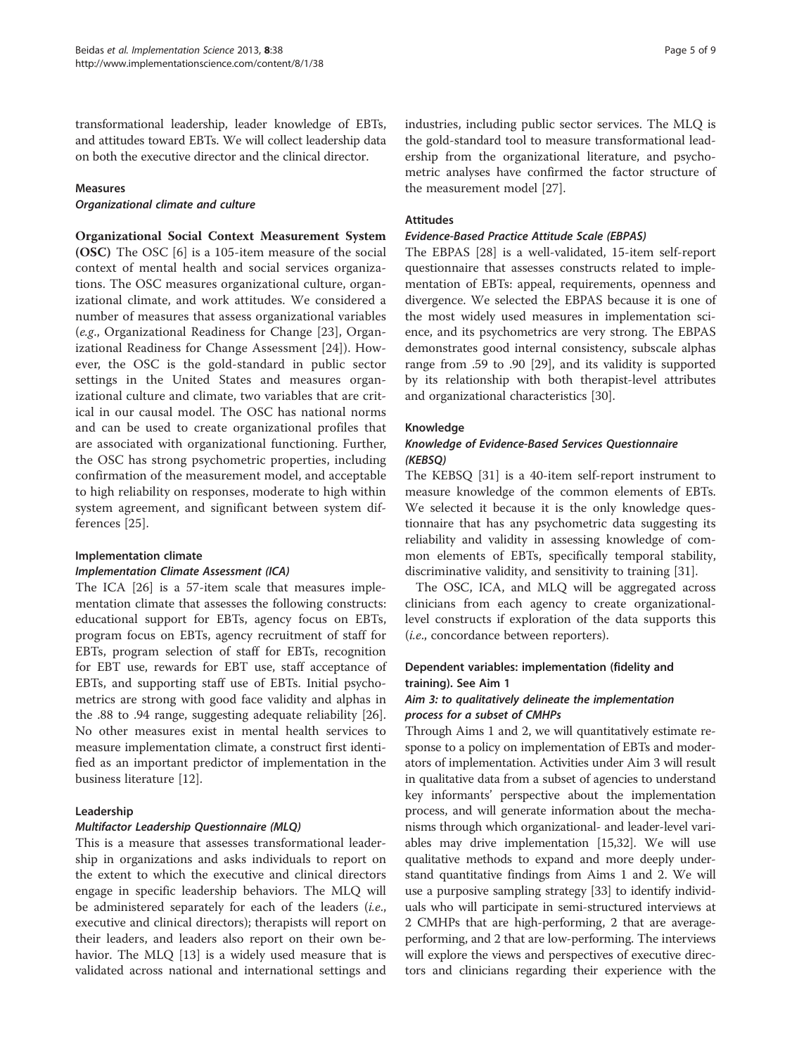transformational leadership, leader knowledge of EBTs, and attitudes toward EBTs. We will collect leadership data on both the executive director and the clinical director.

### Measures

#### *Organizational climate and culture*

**Organizational Social Context Measurement System (OSC)** The OSC [6] is a 105-item measure of the social context of mental health and social services organizations. The OSC measures organizational culture, organizational climate, and work attitudes. We considered a number of measures that assess organizational variables (*e.g.*, Organizational Readiness for Change [23], Organizational Readiness for Change Assessment [24]). However, the OSC is the gold-standard in public sector settings in the United States and measures organizational culture and climate, two variables that are critical in our causal model. The OSC has national norms and can be used to create organizational profiles that are associated with organizational functioning. Further, the OSC has strong psychometric properties, including confirmation of the measurement model, and acceptable to high reliability on responses, moderate to high within system agreement, and significant between system differences [25].

### Implementation climate

#### *Implementation Climate Assessment (ICA)*

The ICA [26] is a 57-item scale that measures implementation climate that assesses the following constructs: educational support for EBTs, agency focus on EBTs, program focus on EBTs, agency recruitment of staff for EBTs, program selection of staff for EBTs, recognition for EBT use, rewards for EBT use, staff acceptance of EBTs, and supporting staff use of EBTs. Initial psychometrics are strong with good face validity and alphas in the .88 to .94 range, suggesting adequate reliability [26]. No other measures exist in mental health services to measure implementation climate, a construct first identified as an important predictor of implementation in the business literature [12].

### Leadership

#### *Multifactor Leadership Questionnaire (MLQ)*

This is a measure that assesses transformational leadership in organizations and asks individuals to report on the extent to which the executive and clinical directors engage in specific leadership behaviors. The MLQ will be administered separately for each of the leaders (*i.e.*, executive and clinical directors); therapists will report on their leaders, and leaders also report on their own behavior. The MLQ [13] is a widely used measure that is validated across national and international settings and industries, including public sector services. The MLQ is the gold-standard tool to measure transformational leadership from the organizational literature, and psychometric analyses have confirmed the factor structure of the measurement model [27].

### Attitudes

#### *Evidence-Based Practice Attitude Scale (EBPAS)*

The EBPAS [28] is a well-validated, 15-item self-report questionnaire that assesses constructs related to implementation of EBTs: appeal, requirements, openness and divergence. We selected the EBPAS because it is one of the most widely used measures in implementation science, and its psychometrics are very strong. The EBPAS demonstrates good internal consistency, subscale alphas range from .59 to .90 [29], and its validity is supported by its relationship with both therapist-level attributes and organizational characteristics [30].

### Knowledge

#### *Knowledge of Evidence-Based Services Questionnaire (KEBSQ)*

The KEBSQ [31] is a 40-item self-report instrument to measure knowledge of the common elements of EBTs. We selected it because it is the only knowledge questionnaire that has any psychometric data suggesting its reliability and validity in assessing knowledge of common elements of EBTs, specifically temporal stability, discriminative validity, and sensitivity to training [31].

The OSC, ICA, and MLQ will be aggregated across clinicians from each agency to create organizational-level constructs if exploration of the data supports this (*i.e.*, concordance between reporters).

### Dependent variables: implementation (fidelity and training). See Aim 1

#### *Aim 3: to qualitatively delineate the implementation process for a subset of CMHPs*

Through Aims 1 and 2, we will quantitatively estimate response to a policy on implementation of EBTs and moderators of implementation. Activities under Aim 3 will result in qualitative data from a subset of agencies to understand key informants' perspective about the implementation process, and will generate information about the mechanisms through which organizational- and leader-level variables may drive implementation [15,32]. We will use qualitative methods to expand and more deeply understand quantitative findings from Aims 1 and 2. We will use a purposive sampling strategy [33] to identify individuals who will participate in semi-structured interviews at 2 CMHPs that are high-performing, 2 that are average-performing, and 2 that are low-performing. The interviews will explore the views and perspectives of executive directors and clinicians regarding their experience with the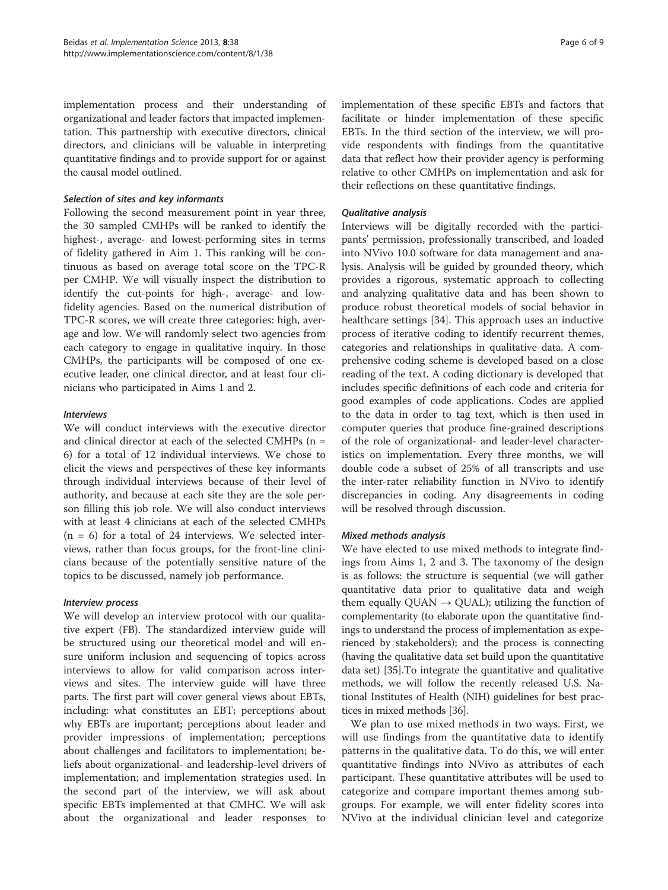implementation process and their understanding of organizational and leader factors that impacted implementation. This partnership with executive directors, clinical directors, and clinicians will be valuable in interpreting quantitative findings and to provide support for or against the causal model outlined.

#### *Selection of sites and key informants*

Following the second measurement point in year three, the 30 sampled CMHPs will be ranked to identify the highest-, average- and lowest-performing sites in terms of fidelity gathered in Aim 1. This ranking will be continuous as based on average total score on the TPC-R per CMHP. We will visually inspect the distribution to identify the cut-points for high-, average- and low-fidelity agencies. Based on the numerical distribution of TPC-R scores, we will create three categories: high, average and low. We will randomly select two agencies from each category to engage in qualitative inquiry. In those CMHPs, the participants will be composed of one executive leader, one clinical director, and at least four clinicians who participated in Aims 1 and 2.

#### *Interviews*

We will conduct interviews with the executive director and clinical director at each of the selected CMHPs (n = 6) for a total of 12 individual interviews. We chose to elicit the views and perspectives of these key informants through individual interviews because of their level of authority, and because at each site they are the sole person filling this job role. We will also conduct interviews with at least 4 clinicians at each of the selected CMHPs (n = 6) for a total of 24 interviews. We selected interviews, rather than focus groups, for the front-line clinicians because of the potentially sensitive nature of the topics to be discussed, namely job performance.

#### *Interview process*

We will develop an interview protocol with our qualitative expert (FB). The standardized interview guide will be structured using our theoretical model and will ensure uniform inclusion and sequencing of topics across interviews to allow for valid comparison across interviews and sites. The interview guide will have three parts. The first part will cover general views about EBTs, including: what constitutes an EBT; perceptions about why EBTs are important; perceptions about leader and provider impressions of implementation; perceptions about challenges and facilitators to implementation; beliefs about organizational- and leadership-level drivers of implementation; and implementation strategies used. In the second part of the interview, we will ask about specific EBTs implemented at that CMHC. We will ask about the organizational and leader responses to implementation of these specific EBTs and factors that facilitate or hinder implementation of these specific EBTs. In the third section of the interview, we will provide respondents with findings from the quantitative data that reflect how their provider agency is performing relative to other CMHPs on implementation and ask for their reflections on these quantitative findings.

#### *Qualitative analysis*

Interviews will be digitally recorded with the participants' permission, professionally transcribed, and loaded into NVivo 10.0 software for data management and analysis. Analysis will be guided by grounded theory, which provides a rigorous, systematic approach to collecting and analyzing qualitative data and has been shown to produce robust theoretical models of social behavior in healthcare settings [34]. This approach uses an inductive process of iterative coding to identify recurrent themes, categories and relationships in qualitative data. A comprehensive coding scheme is developed based on a close reading of the text. A coding dictionary is developed that includes specific definitions of each code and criteria for good examples of code applications. Codes are applied to the data in order to tag text, which is then used in computer queries that produce fine-grained descriptions of the role of organizational- and leader-level characteristics on implementation. Every three months, we will double code a subset of 25% of all transcripts and use the inter-rater reliability function in NVivo to identify discrepancies in coding. Any disagreements in coding will be resolved through discussion.

#### *Mixed methods analysis*

We have elected to use mixed methods to integrate findings from Aims 1, 2 and 3. The taxonomy of the design is as follows: the structure is sequential (we will gather quantitative data prior to qualitative data and weigh them equally QUAN $\rightarrow$ QUAL); utilizing the function of complementarity (to elaborate upon the quantitative findings to understand the process of implementation as experienced by stakeholders); and the process is connecting (having the qualitative data set build upon the quantitative data set) [35].To integrate the quantitative and qualitative methods, we will follow the recently released U.S. National Institutes of Health (NIH) guidelines for best practices in mixed methods [36].

We plan to use mixed methods in two ways. First, we will use findings from the quantitative data to identify patterns in the qualitative data. To do this, we will enter quantitative findings into NVivo as attributes of each participant. These quantitative attributes will be used to categorize and compare important themes among subgroups. For example, we will enter fidelity scores into NVivo at the individual clinician level and categorize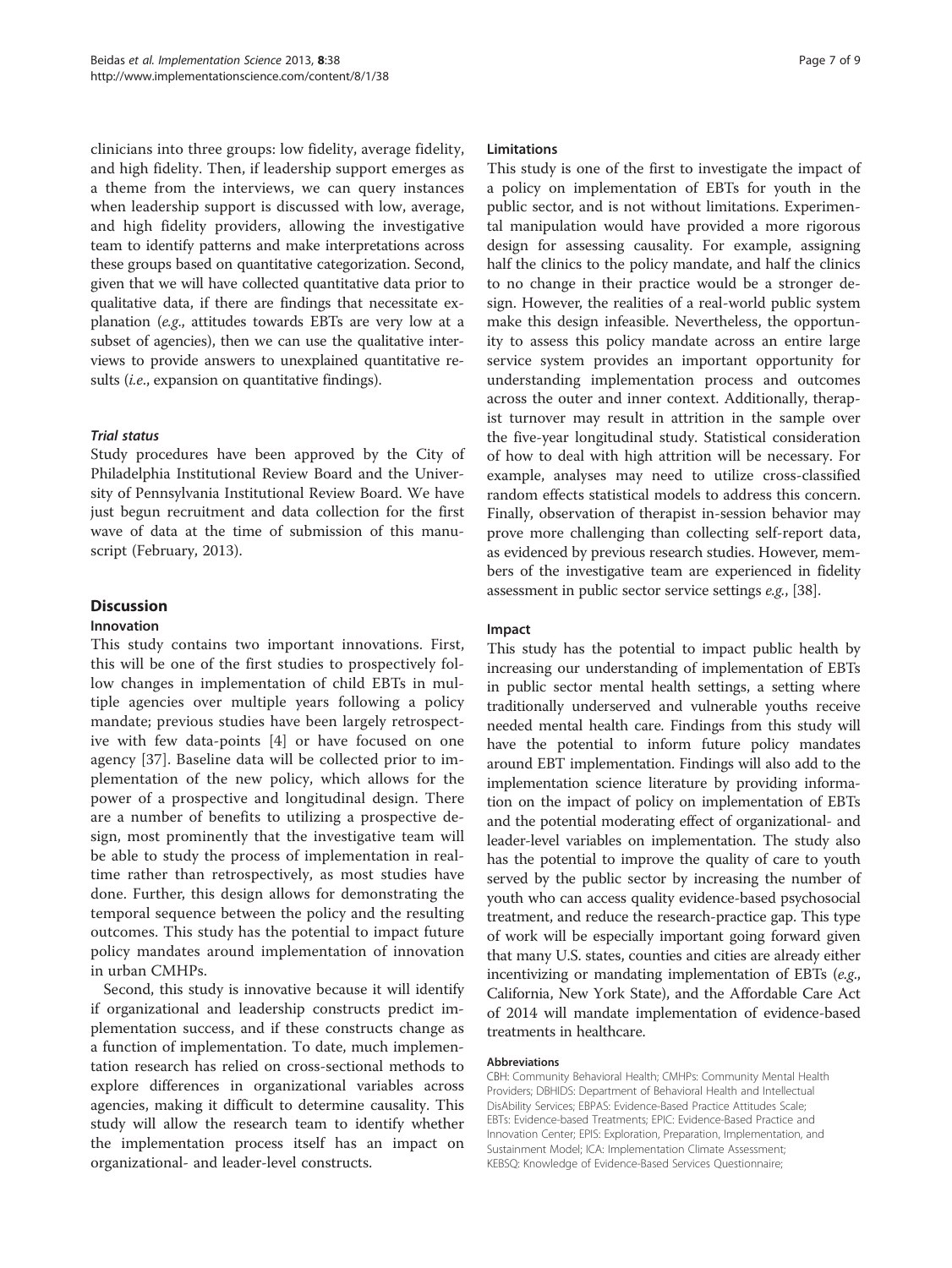clinicians into three groups: low fidelity, average fidelity, and high fidelity. Then, if leadership support emerges as a theme from the interviews, we can query instances when leadership support is discussed with low, average, and high fidelity providers, allowing the investigative team to identify patterns and make interpretations across these groups based on quantitative categorization. Second, given that we will have collected quantitative data prior to qualitative data, if there are findings that necessitate explanation (*e.g.*, attitudes towards EBTs are very low at a subset of agencies), then we can use the qualitative interviews to provide answers to unexplained quantitative results (*i.e.*, expansion on quantitative findings).

#### *Trial status*

Study procedures have been approved by the City of Philadelphia Institutional Review Board and the University of Pennsylvania Institutional Review Board. We have just begun recruitment and data collection for the first wave of data at the time of submission of this manuscript (February, 2013).

## Discussion

### Innovation

This study contains two important innovations. First, this will be one of the first studies to prospectively follow changes in implementation of child EBTs in multiple agencies over multiple years following a policy mandate; previous studies have been largely retrospective with few data-points [4] or have focused on one agency [37]. Baseline data will be collected prior to implementation of the new policy, which allows for the power of a prospective and longitudinal design. There are a number of benefits to utilizing a prospective design, most prominently that the investigative team will be able to study the process of implementation in real-time rather than retrospectively, as most studies have done. Further, this design allows for demonstrating the temporal sequence between the policy and the resulting outcomes. This study has the potential to impact future policy mandates around implementation of innovation in urban CMHPs.

Second, this study is innovative because it will identify if organizational and leadership constructs predict implementation success, and if these constructs change as a function of implementation. To date, much implementation research has relied on cross-sectional methods to explore differences in organizational variables across agencies, making it difficult to determine causality. This study will allow the research team to identify whether the implementation process itself has an impact on organizational- and leader-level constructs.

### Limitations

This study is one of the first to investigate the impact of a policy on implementation of EBTs for youth in the public sector, and is not without limitations. Experimental manipulation would have provided a more rigorous design for assessing causality. For example, assigning half the clinics to the policy mandate, and half the clinics to no change in their practice would be a stronger design. However, the realities of a real-world public system make this design infeasible. Nevertheless, the opportunity to assess this policy mandate across an entire large service system provides an important opportunity for understanding implementation process and outcomes across the outer and inner context. Additionally, therapist turnover may result in attrition in the sample over the five-year longitudinal study. Statistical consideration of how to deal with high attrition will be necessary. For example, analyses may need to utilize cross-classified random effects statistical models to address this concern. Finally, observation of therapist in-session behavior may prove more challenging than collecting self-report data, as evidenced by previous research studies. However, members of the investigative team are experienced in fidelity assessment in public sector service settings *e.g.*, [38].

### Impact

This study has the potential to impact public health by increasing our understanding of implementation of EBTs in public sector mental health settings, a setting where traditionally underserved and vulnerable youths receive needed mental health care. Findings from this study will have the potential to inform future policy mandates around EBT implementation. Findings will also add to the implementation science literature by providing information on the impact of policy on implementation of EBTs and the potential moderating effect of organizational- and leader-level variables on implementation. The study also has the potential to improve the quality of care to youth served by the public sector by increasing the number of youth who can access quality evidence-based psychosocial treatment, and reduce the research-practice gap. This type of work will be especially important going forward given that many U.S. states, counties and cities are already either incentivizing or mandating implementation of EBTs (*e.g.*, California, New York State), and the Affordable Care Act of 2014 will mandate implementation of evidence-based treatments in healthcare.

#### Abbreviations

CBH: Community Behavioral Health; CMHPs: Community Mental Health Providers; DBHIDS: Department of Behavioral Health and Intellectual DisAbility Services; EBPAS: Evidence-Based Practice Attitudes Scale; EBTs: Evidence-based Treatments; EPIC: Evidence-Based Practice and Innovation Center; EPIS: Exploration, Preparation, Implementation, and Sustainment Model; ICA: Implementation Climate Assessment; KEBSQ: Knowledge of Evidence-Based Services Questionnaire;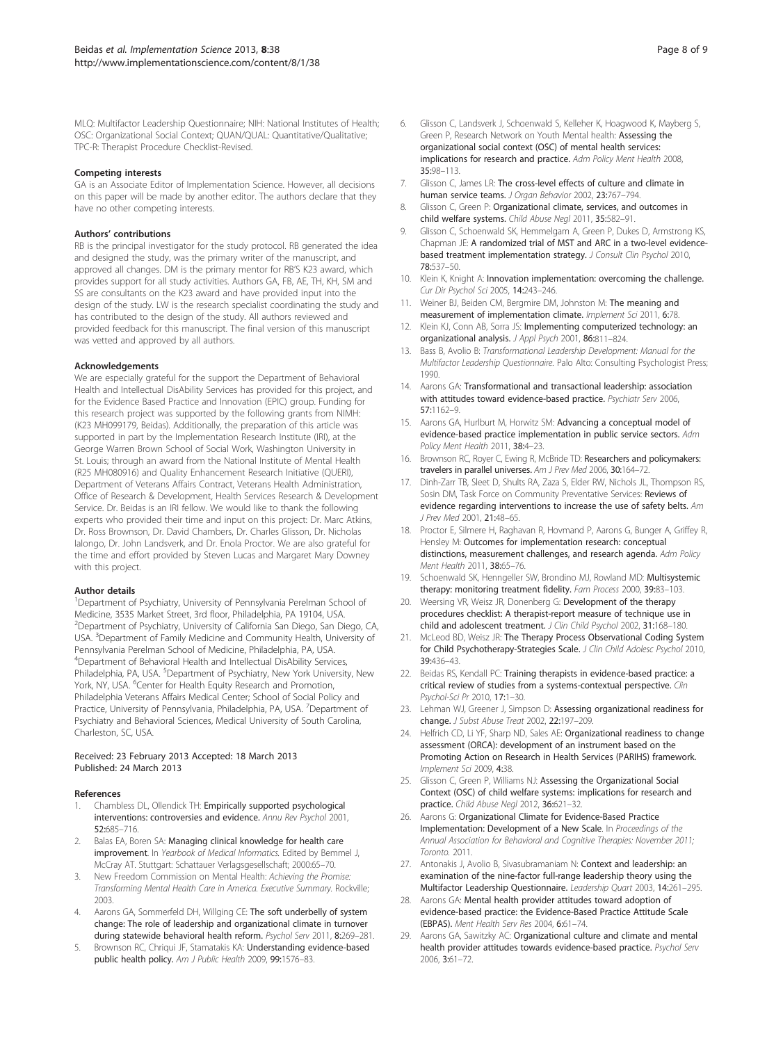MLQ: Multifactor Leadership Questionnaire; NIH: National Institutes of Health; OSC: Organizational Social Context; QUAN/QUAL: Quantitative/Qualitative; TPC-R: Therapist Procedure Checklist-Revised.

#### Competing interests

GA is an Associate Editor of Implementation Science. However, all decisions on this paper will be made by another editor. The authors declare that they have no other competing interests.

#### Authors' contributions

RB is the principal investigator for the study protocol. RB generated the idea and designed the study, was the primary writer of the manuscript, and approved all changes. DM is the primary mentor for RB'S K23 award, which provides support for all study activities. Authors GA, FB, AE, TH, KH, SM and SS are consultants on the K23 award and have provided input into the design of the study. LW is the research specialist coordinating the study and has contributed to the design of the study. All authors reviewed and provided feedback for this manuscript. The final version of this manuscript was vetted and approved by all authors.

#### Acknowledgements

We are especially grateful for the support the Department of Behavioral Health and Intellectual DisAbility Services has provided for this project, and for the Evidence Based Practice and Innovation (EPIC) group. Funding for this research project was supported by the following grants from NIMH: (K23 MH099179, Beidas). Additionally, the preparation of this article was supported in part by the Implementation Research Institute (IRI), at the George Warren Brown School of Social Work, Washington University in St. Louis; through an award from the National Institute of Mental Health (R25 MH080916) and Quality Enhancement Research Initiative (QUERI), Department of Veterans Affairs Contract, Veterans Health Administration, Office of Research & Development, Health Services Research & Development Service. Dr. Beidas is an IRI fellow. We would like to thank the following experts who provided their time and input on this project: Dr. Marc Atkins, Dr. Ross Brownson, Dr. David Chambers, Dr. Charles Glisson, Dr. Nicholas Ialongo, Dr. John Landsverk, and Dr. Enola Proctor. We are also grateful for the time and effort provided by Steven Lucas and Margaret Mary Downey with this project.

#### Author details

[1]Department of Psychiatry, University of Pennsylvania Perelman School of Medicine, 3535 Market Street, 3rd floor, Philadelphia, PA 19104, USA. [2]Department of Psychiatry, University of California San Diego, San Diego, CA, USA. [3]Department of Family Medicine and Community Health, University of Pennsylvania Perelman School of Medicine, Philadelphia, PA, USA. [4]Department of Behavioral Health and Intellectual DisAbility Services, Philadelphia, PA, USA. [5]Department of Psychiatry, New York University, New York, NY, USA. [6]Center for Health Equity Research and Promotion, Philadelphia Veterans Affairs Medical Center; School of Social Policy and Practice, University of Pennsylvania, Philadelphia, PA, USA. [7]Department of Psychiatry and Behavioral Sciences, Medical University of South Carolina, Charleston, SC, USA.

Received: 23 February 2013 Accepted: 18 March 2013
Published: 24 March 2013

#### References

1. Chambless DL, Ollendick TH: **Empirically supported psychological interventions: controversies and evidence.** *Annu Rev Psychol* 2001, **52:**685–716.
2. Balas EA, Boren SA: **Managing clinical knowledge for health care improvement**. In *Yearbook of Medical Informatics*. Edited by Bemmel J, McCray AT. Stuttgart: Schattauer Verlagsgesellschaft; 2000:65–70.
3. New Freedom Commission on Mental Health: *Achieving the Promise: Transforming Mental Health Care in America. Executive Summary.* Rockville; 2003.
4. Aarons GA, Sommerfeld DH, Willging CE: **The soft underbelly of system change: The role of leadership and organizational climate in turnover during statewide behavioral health reform.** *Psychol Serv* 2011, **8:**269–281.
5. Brownson RC, Chriqui JF, Stamatakis KA: **Understanding evidence-based public health policy.** *Am J Public Health* 2009, **99:**1576–83.
6. Glisson C, Landsverk J, Schoenwald S, Kelleher K, Hoagwood K, Mayberg S, Green P, Research Network on Youth Mental health: **Assessing the organizational social context (OSC) of mental health services: implications for research and practice.** *Adm Policy Ment Health* 2008, **35:**98–113.
7. Glisson C, James LR: **The cross-level effects of culture and climate in human service teams.** *J Organ Behavior* 2002, **23:**767–794.
8. Glisson C, Green P: **Organizational climate, services, and outcomes in child welfare systems.** *Child Abuse Negl* 2011, **35:**582–91.
9. Glisson C, Schoenwald SK, Hemmelgam A, Green P, Dukes D, Armstrong KS, Chapman JE: **A randomized trial of MST and ARC in a two-level evidence-based treatment implementation strategy.** *J Consult Clin Psychol* 2010, **78:**537–50.
10. Klein K, Knight A: **Innovation implementation: overcoming the challenge.** *Cur Dir Psychol Sci* 2005, **14:**243–246.
11. Weiner BJ, Beiden CM, Bergmire DM, Johnston M: **The meaning and measurement of implementation climate.** *Implement Sci* 2011, **6:**78.
12. Klein KJ, Conn AB, Sorra JS: **Implementing computerized technology: an organizational analysis.** *J Appl Psych* 2001, **86:**811–824.
13. Bass B, Avolio B: *Transformational Leadership Development: Manual for the Multifactor Leadership Questionnaire.* Palo Alto: Consulting Psychologist Press; 1990.
14. Aarons GA: **Transformational and transactional leadership: association with attitudes toward evidence-based practice.** *Psychiatr Serv* 2006, **57:**1162–9.
15. Aarons GA, Hurlburt M, Horwitz SM: **Advancing a conceptual model of evidence-based practice implementation in public service sectors.** *Adm Policy Ment Health* 2011, **38:**4–23.
16. Brownson RC, Royer C, Ewing R, McBride TD: **Researchers and policymakers: travelers in parallel universes.** *Am J Prev Med* 2006, **30:**164–72.
17. Dinh-Zarr TB, Sleet D, Shults RA, Zaza S, Elder RW, Nichols JL, Thompson RS, Sosin DM, Task Force on Community Preventative Services: **Reviews of evidence regarding interventions to increase the use of safety belts.** *Am J Prev Med* 2001, **21:**48–65.
18. Proctor E, Silmere H, Raghavan R, Hovmand P, Aarons G, Bunger A, Griffey R, Hensley M: **Outcomes for implementation research: conceptual distinctions, measurement challenges, and research agenda.** *Adm Policy Ment Health* 2011, **38:**65–76.
19. Schoenwald SK, Henngeller SW, Brondino MJ, Rowland MD: **Multisystemic therapy: monitoring treatment fidelity.** *Fam Process* 2000, **39:**83–103.
20. Weersing VR, Weisz JR, Donenberg G: **Development of the therapy procedures checklist: A therapist-report measure of technique use in child and adolescent treatment.** *J Clin Child Psychol* 2002, **31:**168–180.
21. McLeod BD, Weisz JR: **The Therapy Process Observational Coding System for Child Psychotherapy-Strategies Scale.** *J Clin Child Adolesc Psychol* 2010, **39:**436–43.
22. Beidas RS, Kendall PC: **Training therapists in evidence-based practice: a critical review of studies from a systems-contextual perspective.** *Clin Psychol-Sci Pr* 2010, **17:**1–30.
23. Lehman WJ, Greener J, Simpson D: **Assessing organizational readiness for change.** *J Subst Abuse Treat* 2002, **22:**197–209.
24. Helfrich CD, Li YF, Sharp ND, Sales AE: **Organizational readiness to change assessment (ORCA): development of an instrument based on the Promoting Action on Research in Health Services (PARIHS) framework.** *Implement Sci* 2009, **4:**38.
25. Glisson C, Green P, Williams NJ: **Assessing the Organizational Social Context (OSC) of child welfare systems: implications for research and practice.** *Child Abuse Negl* 2012, **36:**621–32.
26. Aarons G: **Organizational Climate for Evidence-Based Practice Implementation: Development of a New Scale**. In *Proceedings of the Annual Association for Behavioral and Cognitive Therapies: November 2011; Toronto.* 2011.
27. Antonakis J, Avolio B, Sivasubramaniam N: **Context and leadership: an examination of the nine-factor full-range leadership theory using the Multifactor Leadership Questionnaire.** *Leadership Quart* 2003, **14:**261–295.
28. Aarons GA: **Mental health provider attitudes toward adoption of evidence-based practice: the Evidence-Based Practice Attitude Scale (EBPAS).** *Ment Health Serv Res* 2004, **6:**61–74.
29. Aarons GA, Sawitzky AC: **Organizational culture and climate and mental health provider attitudes towards evidence-based practice.** *Psychol Serv* 2006, **3:**61–72.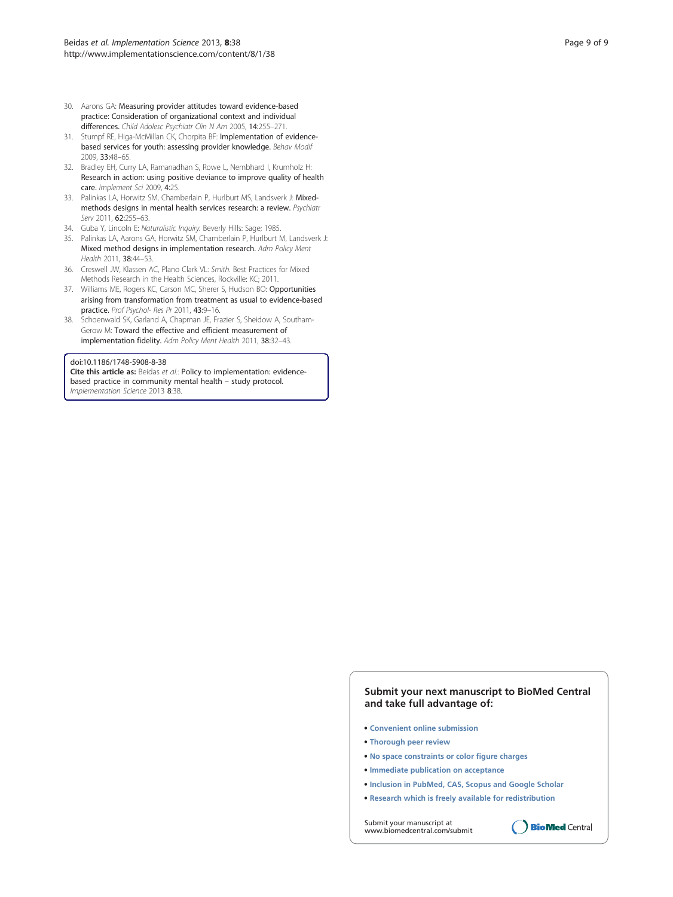30. Aarons GA: **Measuring provider attitudes toward evidence-based practice: Consideration of organizational context and individual differences.** *Child Adolesc Psychiatr Clin N Am* 2005, **14:**255–271.
31. Stumpf RE, Higa-McMillan CK, Chorpita BF: **Implementation of evidence-based services for youth: assessing provider knowledge.** *Behav Modif* 2009, **33:**48–65.
32. Bradley EH, Curry LA, Ramanadhan S, Rowe L, Nembhard I, Krumholz H: **Research in action: using positive deviance to improve quality of health care.** *Implement Sci* 2009, **4:**25.
33. Palinkas LA, Horwitz SM, Chamberlain P, Hurlburt MS, Landsverk J: **Mixed-methods designs in mental health services research: a review.** *Psychiatr Serv* 2011, **62:**255–63.
34. Guba Y, Lincoln E: *Naturalistic Inquiry.* Beverly Hills: Sage; 1985.
35. Palinkas LA, Aarons GA, Horwitz SM, Chamberlain P, Hurlburt M, Landsverk J: **Mixed method designs in implementation research.** *Adm Policy Ment Health* 2011, **38:**44–53.
36. Creswell JW, Klassen AC, Plano Clark VL: *Smith.* Best Practices for Mixed Methods Research in the Health Sciences, Rockville: KC; 2011.
37. Williams ME, Rogers KC, Carson MC, Sherer S, Hudson BO: **Opportunities arising from transformation from treatment as usual to evidence-based practice.** *Prof Psychol- Res Pr* 2011, **43:**9–16.
38. Schoenwald SK, Garland A, Chapman JE, Frazier S, Sheidow A, Southam-Gerow M: **Toward the effective and efficient measurement of implementation fidelity.** *Adm Policy Ment Health* 2011, **38:**32–43.

doi:10.1186/1748-5908-8-38
**Cite this article as:** Beidas *et al.*: Policy to implementation: evidence-based practice in community mental health – study protocol. *Implementation Science* 2013 **8**:38.

**Submit your next manuscript to BioMed Central and take full advantage of:**

- **Convenient online submission**
- **Thorough peer review**
- **No space constraints or color figure charges**
- **Immediate publication on acceptance**
- **Inclusion in PubMed, CAS, Scopus and Google Scholar**
- **Research which is freely available for redistribution**

Submit your manuscript at
www.biomedcentral.com/submit